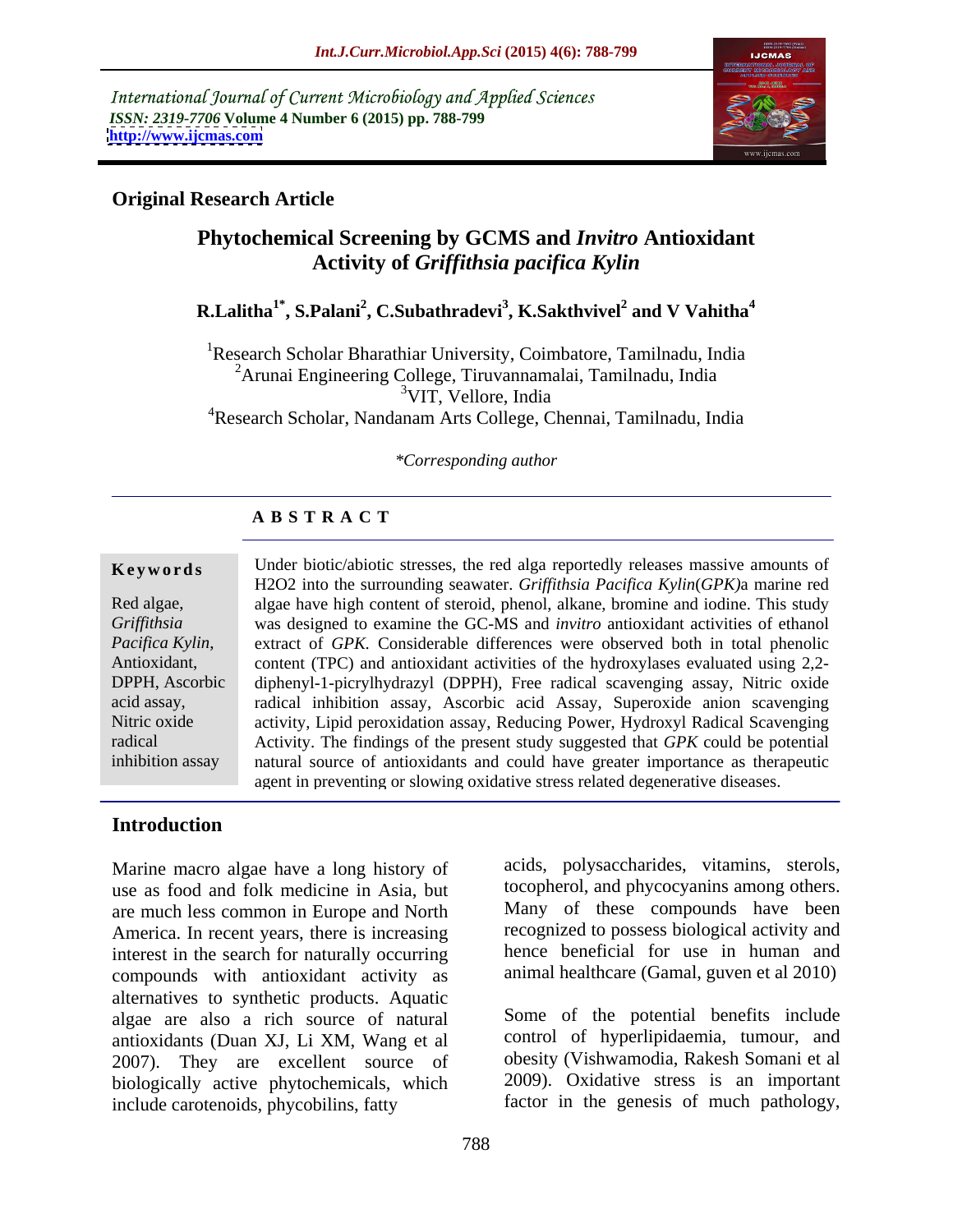International Journal of Current Microbiology and Applied Sciences
*ISSN: 2319-7706* **Volume 4 Number 6 (2015) pp. 788-799**
**http://www.ijcmas.com**

**Original Research Article**

# Phytochemical Screening by GCMS and *Invitro* Antioxidant Activity of *Griffithsia pacifica Kylin*

**R.Lalitha[1*], S.Palani[2], C.Subathradevi[3], K.Sakthvivel[2] and V Vahitha[4]**

[1]Research Scholar Bharathiar University, Coimbatore, Tamilnadu, India
[2]Arunai Engineering College, Tiruvannamalai, Tamilnadu, India
[3]VIT, Vellore, India
[4]Research Scholar, Nandanam Arts College, Chennai, Tamilnadu, India

*\*Corresponding author*

## ABSTRACT

**Keywords**

Red algae, *Griffithsia Pacifica Kylin*, Antioxidant, DPPH, Ascorbic acid assay, Nitric oxide radical inhibition assay

Under biotic/abiotic stresses, the red alga reportedly releases massive amounts of H2O2 into the surrounding seawater. *Griffithsia Pacifica Kylin*(*GPK)*a marine red algae have high content of steroid, phenol, alkane, bromine and iodine. This study was designed to examine the GC-MS and *invitro* antioxidant activities of ethanol extract of *GPK*. Considerable differences were observed both in total phenolic content (TPC) and antioxidant activities of the hydroxylases evaluated using 2,2-diphenyl-1-picrylhydrazyl (DPPH), Free radical scavenging assay, Nitric oxide radical inhibition assay, Ascorbic acid Assay, Superoxide anion scavenging activity, Lipid peroxidation assay, Reducing Power, Hydroxyl Radical Scavenging Activity. The findings of the present study suggested that *GPK* could be potential natural source of antioxidants and could have greater importance as therapeutic agent in preventing or slowing oxidative stress related degenerative diseases.

## Introduction

Marine macro algae have a long history of use as food and folk medicine in Asia, but are much less common in Europe and North America. In recent years, there is increasing interest in the search for naturally occurring compounds with antioxidant activity as alternatives to synthetic products. Aquatic algae are also a rich source of natural antioxidants (Duan XJ, Li XM, Wang et al 2007). They are excellent source of biologically active phytochemicals, which include carotenoids, phycobilins, fatty acids, polysaccharides, vitamins, sterols, tocopherol, and phycocyanins among others. Many of these compounds have been recognized to possess biological activity and hence beneficial for use in human and animal healthcare (Gamal, guven et al 2010)

Some of the potential benefits include control of hyperlipidaemia, tumour, and obesity (Vishwamodia, Rakesh Somani et al 2009). Oxidative stress is an important factor in the genesis of much pathology,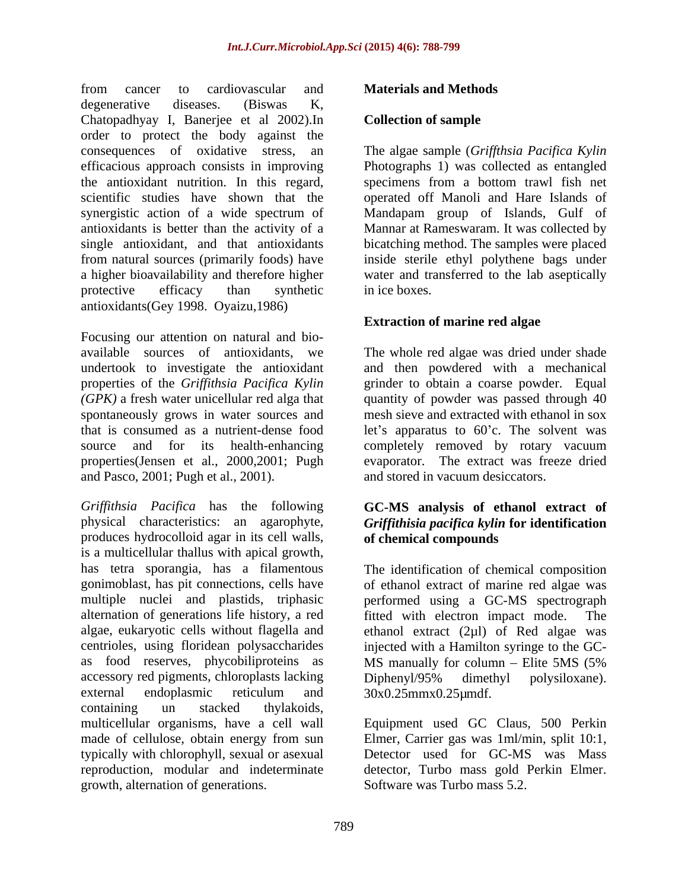from cancer to cardiovascular and degenerative diseases. (Biswas K, Chatopadhyay I, Banerjee et al 2002).In order to protect the body against the consequences of oxidative stress, an efficacious approach consists in improving the antioxidant nutrition. In this regard, scientific studies have shown that the synergistic action of a wide spectrum of antioxidants is better than the activity of a single antioxidant, and that antioxidants from natural sources (primarily foods) have a higher bioavailability and therefore higher protective efficacy than synthetic antioxidants(Gey 1998. Oyaizu,1986)

Focusing our attention on natural and bio-available sources of antioxidants, we undertook to investigate the antioxidant properties of the *Griffithsia Pacifica Kylin (GPK)* a fresh water unicellular red alga that spontaneously grows in water sources and that is consumed as a nutrient-dense food source and for its health-enhancing properties(Jensen et al., 2000,2001; Pugh and Pasco, 2001; Pugh et al., 2001).

*Griffithsia Pacifica* has the following physical characteristics: an agarophyte, produces hydrocolloid agar in its cell walls, is a multicellular thallus with apical growth, has tetra sporangia, has a filamentous gonimoblast, has pit connections, cells have multiple nuclei and plastids, triphasic alternation of generations life history, a red algae, eukaryotic cells without flagella and centrioles, using floridean polysaccharides as food reserves, phycobiliproteins as accessory red pigments, chloroplasts lacking external endoplasmic reticulum and containing un stacked thylakoids, multicellular organisms, have a cell wall made of cellulose, obtain energy from sun typically with chlorophyll, sexual or asexual reproduction, modular and indeterminate growth, alternation of generations.

## Materials and Methods

### Collection of sample

The algae sample (*Griffthsia Pacifica Kylin* Photographs 1) was collected as entangled specimens from a bottom trawl fish net operated off Manoli and Hare Islands of Mandapam group of Islands, Gulf of Mannar at Rameswaram. It was collected by bicatching method. The samples were placed inside sterile ethyl polythene bags under water and transferred to the lab aseptically in ice boxes.

### Extraction of marine red algae

The whole red algae was dried under shade and then powdered with a mechanical grinder to obtain a coarse powder. Equal quantity of powder was passed through 40 mesh sieve and extracted with ethanol in sox let's apparatus to 60'c. The solvent was completely removed by rotary vacuum evaporator. The extract was freeze dried and stored in vacuum desiccators.

### GC-MS analysis of ethanol extract of *Griffithisia pacifica kylin* for identification of chemical compounds

The identification of chemical composition of ethanol extract of marine red algae was performed using a GC-MS spectrograph fitted with electron impact mode. The ethanol extract (2µl) of Red algae was injected with a Hamilton syringe to the GC-MS manually for column – Elite 5MS (5% Diphenyl/95% dimethyl polysiloxane). 30x0.25mmx0.25µmdf.

Equipment used GC Claus, 500 Perkin Elmer, Carrier gas was 1ml/min, split 10:1, Detector used for GC-MS was Mass detector, Turbo mass gold Perkin Elmer. Software was Turbo mass 5.2.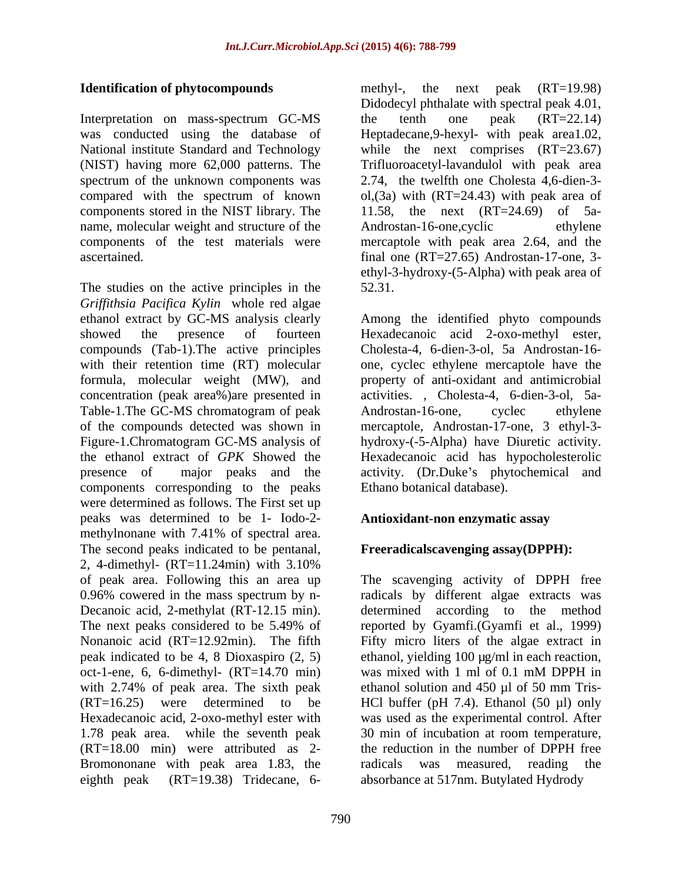**Identification of phytocompounds**

Interpretation on mass-spectrum GC-MS was conducted using the database of National institute Standard and Technology (NIST) having more 62,000 patterns. The spectrum of the unknown components was compared with the spectrum of known components stored in the NIST library. The name, molecular weight and structure of the components of the test materials were ascertained.

The studies on the active principles in the *Griffithsia Pacifica Kylin* whole red algae ethanol extract by GC-MS analysis clearly showed the presence of fourteen compounds (Tab-1).The active principles with their retention time (RT) molecular formula, molecular weight (MW), and concentration (peak area%)are presented in Table-1.The GC-MS chromatogram of peak of the compounds detected was shown in Figure-1.Chromatogram GC-MS analysis of the ethanol extract of *GPK* Showed the presence of major peaks and the components corresponding to the peaks were determined as follows. The First set up peaks was determined to be 1- Iodo-2-methylnonane with 7.41% of spectral area. The second peaks indicated to be pentanal, 2, 4-dimethyl- (RT=11.24min) with 3.10% of peak area. Following this an area up 0.96% cowered in the mass spectrum by n-Decanoic acid, 2-methylat (RT-12.15 min). The next peaks considered to be 5.49% of Nonanoic acid (RT=12.92min). The fifth peak indicated to be 4, 8 Dioxaspiro (2, 5) oct-1-ene, 6, 6-dimethyl- (RT=14.70 min) with 2.74% of peak area. The sixth peak (RT=16.25) were determined to be Hexadecanoic acid, 2-oxo-methyl ester with 1.78 peak area. while the seventh peak (RT=18.00 min) were attributed as 2-Bromononane with peak area 1.83, the eighth peak (RT=19.38) Tridecane, 6-methyl-, the next peak (RT=19.98) Didodecyl phthalate with spectral peak 4.01, the tenth one peak (RT=22.14) Heptadecane,9-hexyl- with peak area1.02, while the next comprises (RT=23.67) Trifluoroacetyl-lavandulol with peak area 2.74, the twelfth one Cholesta 4,6-dien-3-ol,(3a) with (RT=24.43) with peak area of 11.58, the next (RT=24.69) of 5a-Androstan-16-one,cyclic ethylene mercaptole with peak area 2.64, and the final one (RT=27.65) Androstan-17-one, 3-ethyl-3-hydroxy-(5-Alpha) with peak area of 52.31.

Among the identified phyto compounds Hexadecanoic acid 2-oxo-methyl ester, Cholesta-4, 6-dien-3-ol, 5a Androstan-16-one, cyclec ethylene mercaptole have the property of anti-oxidant and antimicrobial activities. , Cholesta-4, 6-dien-3-ol, 5a-Androstan-16-one, cyclec ethylene mercaptole, Androstan-17-one, 3 ethyl-3-hydroxy-(-5-Alpha) have Diuretic activity. Hexadecanoic acid has hypocholesterolic activity. (Dr.Duke's phytochemical and Ethano botanical database).

**Antioxidant-non enzymatic assay**

**Freeradicalscavenging assay(DPPH):**

The scavenging activity of DPPH free radicals by different algae extracts was determined according to the method reported by Gyamfi.(Gyamfi et al., 1999) Fifty micro liters of the algae extract in ethanol, yielding 100 µg/ml in each reaction, was mixed with 1 ml of 0.1 mM DPPH in ethanol solution and 450 µl of 50 mm Tris-HCl buffer (pH 7.4). Ethanol (50 µl) only was used as the experimental control. After 30 min of incubation at room temperature, the reduction in the number of DPPH free radicals was measured, reading the absorbance at 517nm. Butylated Hydrody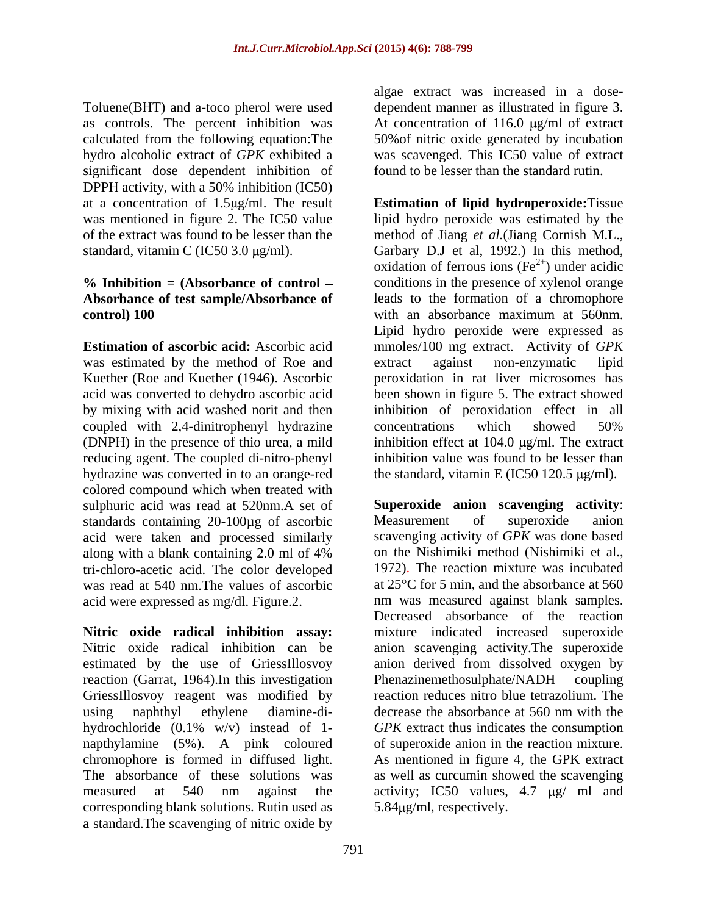Toluene(BHT) and a-toco pherol were used as controls. The percent inhibition was calculated from the following equation:The hydro alcoholic extract of *GPK* exhibited a significant dose dependent inhibition of DPPH activity, with a 50% inhibition (IC50) at a concentration of 1.5μg/ml. The result was mentioned in figure 2. The IC50 value of the extract was found to be lesser than the standard, vitamin C (IC50 3.0 μg/ml).

**% Inhibition = (Absorbance of control – Absorbance of test sample/Absorbance of control) 100**

**Estimation of ascorbic acid:** Ascorbic acid was estimated by the method of Roe and Kuether (Roe and Kuether (1946). Ascorbic acid was converted to dehydro ascorbic acid by mixing with acid washed norit and then coupled with 2,4-dinitrophenyl hydrazine (DNPH) in the presence of thio urea, a mild reducing agent. The coupled di-nitro-phenyl hydrazine was converted in to an orange-red colored compound which when treated with sulphuric acid was read at 520nm.A set of standards containing 20-100µg of ascorbic acid were taken and processed similarly along with a blank containing 2.0 ml of 4% tri-chloro-acetic acid. The color developed was read at 540 nm.The values of ascorbic acid were expressed as mg/dl. Figure.2.

**Nitric oxide radical inhibition assay:** Nitric oxide radical inhibition can be estimated by the use of GriessIllosvoy reaction (Garrat, 1964).In this investigation GriessIllosvoy reagent was modified by using naphthyl ethylene diamine-di-hydrochloride (0.1% w/v) instead of 1-napthylamine (5%). A pink coloured chromophore is formed in diffused light. The absorbance of these solutions was measured at 540 nm against the corresponding blank solutions. Rutin used as a standard.The scavenging of nitric oxide by algae extract was increased in a dose-dependent manner as illustrated in figure 3. At concentration of 116.0 μg/ml of extract 50%of nitric oxide generated by incubation was scavenged. This IC50 value of extract found to be lesser than the standard rutin.

**Estimation of lipid hydroperoxide:**Tissue lipid hydro peroxide was estimated by the method of Jiang *et al*.(Jiang Cornish M.L., Garbary D.J et al, 1992.) In this method, oxidation of ferrous ions ($Fe^{2+}$) under acidic conditions in the presence of xylenol orange leads to the formation of a chromophore with an absorbance maximum at 560nm. Lipid hydro peroxide were expressed as mmoles/100 mg extract. Activity of *GPK* extract against non-enzymatic lipid peroxidation in rat liver microsomes has been shown in figure 5. The extract showed inhibition of peroxidation effect in all concentrations which showed 50% inhibition effect at 104.0 μg/ml. The extract inhibition value was found to be lesser than the standard, vitamin E (IC50 120.5 μg/ml).

**Superoxide anion scavenging activity**: Measurement of superoxide anion scavenging activity of *GPK* was done based on the Nishimiki method (Nishimiki et al., 1972). The reaction mixture was incubated at 25°C for 5 min, and the absorbance at 560 nm was measured against blank samples. Decreased absorbance of the reaction mixture indicated increased superoxide anion scavenging activity.The superoxide anion derived from dissolved oxygen by Phenazinemethosulphate/NADH coupling reaction reduces nitro blue tetrazolium. The decrease the absorbance at 560 nm with the *GPK* extract thus indicates the consumption of superoxide anion in the reaction mixture. As mentioned in figure 4, the GPK extract as well as curcumin showed the scavenging activity; IC50 values, 4.7 μg/ ml and 5.84μg/ml, respectively.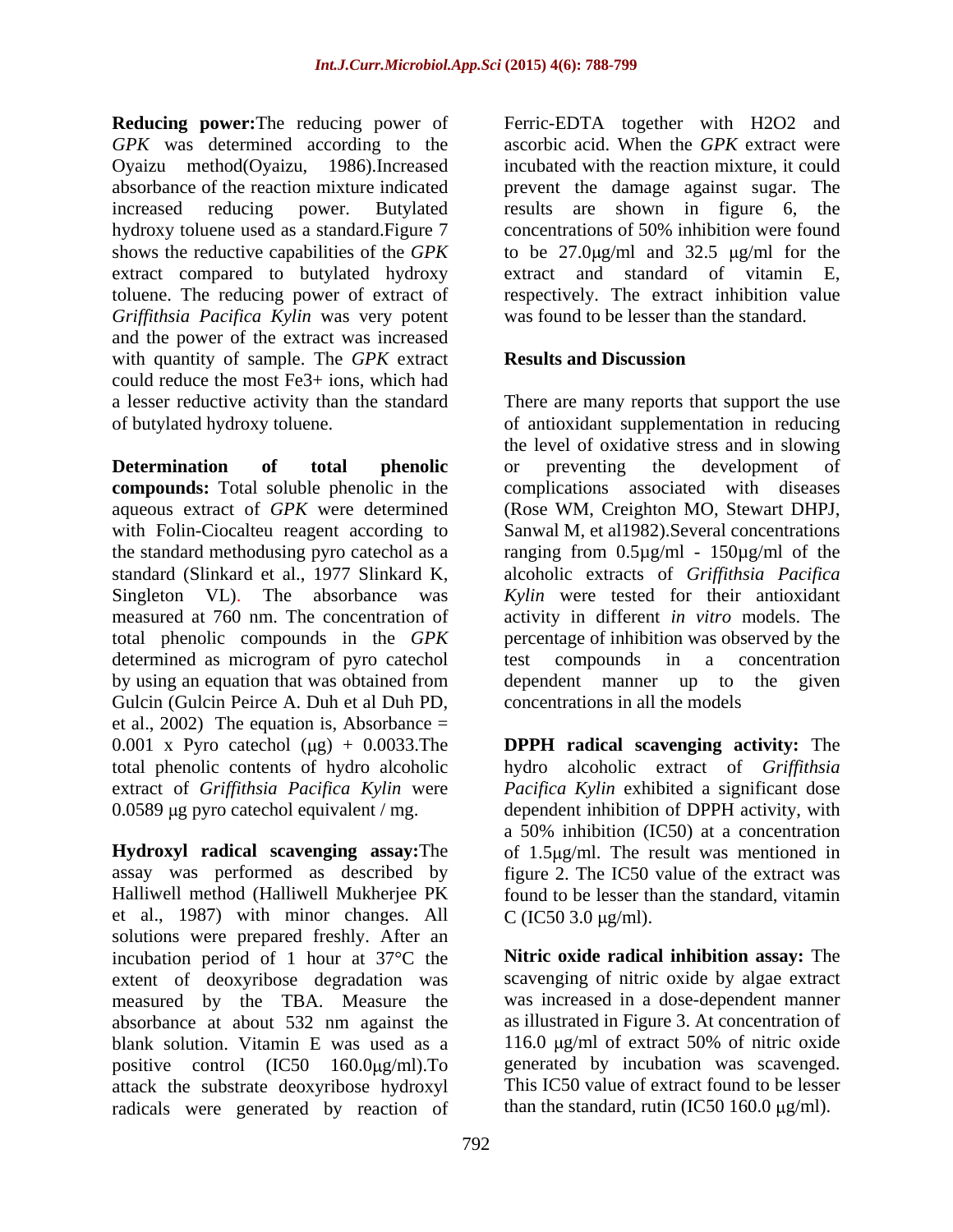**Reducing power:**The reducing power of *GPK* was determined according to the Oyaizu method(Oyaizu, 1986).Increased absorbance of the reaction mixture indicated increased reducing power. Butylated hydroxy toluene used as a standard.Figure 7 shows the reductive capabilities of the *GPK* extract compared to butylated hydroxy toluene. The reducing power of extract of *Griffithsia Pacifica Kylin* was very potent and the power of the extract was increased with quantity of sample. The *GPK* extract could reduce the most $Fe^{3+}$ ions, which had a lesser reductive activity than the standard of butylated hydroxy toluene.

**Determination of total phenolic compounds:** Total soluble phenolic in the aqueous extract of *GPK* were determined with Folin-Ciocalteu reagent according to the standard methodusing pyro catechol as a standard (Slinkard et al., 1977 Slinkard K, Singleton VL). The absorbance was measured at 760 nm. The concentration of total phenolic compounds in the *GPK* determined as microgram of pyro catechol by using an equation that was obtained from Gulcin (Gulcin Peirce A. Duh et al Duh PD, et al., 2002) The equation is, Absorbance = 0.001 x Pyro catechol (μg) + 0.0033.The total phenolic contents of hydro alcoholic extract of *Griffithsia Pacifica Kylin* were 0.0589 μg pyro catechol equivalent / mg.

**Hydroxyl radical scavenging assay:**The assay was performed as described by Halliwell method (Halliwell Mukherjee PK et al., 1987) with minor changes. All solutions were prepared freshly. After an incubation period of 1 hour at 37°C the extent of deoxyribose degradation was measured by the TBA. Measure the absorbance at about 532 nm against the blank solution. Vitamin E was used as a positive control (IC50 160.0μg/ml).To attack the substrate deoxyribose hydroxyl radicals were generated by reaction of Ferric-EDTA together with H2O2 and ascorbic acid. When the *GPK* extract were incubated with the reaction mixture, it could prevent the damage against sugar. The results are shown in figure 6, the concentrations of 50% inhibition were found to be 27.0μg/ml and 32.5 μg/ml for the extract and standard of vitamin E, respectively. The extract inhibition value was found to be lesser than the standard.

## Results and Discussion

There are many reports that support the use of antioxidant supplementation in reducing the level of oxidative stress and in slowing or preventing the development of complications associated with diseases (Rose WM, Creighton MO, Stewart DHPJ, Sanwal M, et al1982).Several concentrations ranging from 0.5μg/ml - 150μg/ml of the alcoholic extracts of *Griffithsia Pacifica Kylin* were tested for their antioxidant activity in different *in vitro* models. The percentage of inhibition was observed by the test compounds in a concentration dependent manner up to the given concentrations in all the models

**DPPH radical scavenging activity:** The hydro alcoholic extract of *Griffithsia Pacifica Kylin* exhibited a significant dose dependent inhibition of DPPH activity, with a 50% inhibition (IC50) at a concentration of 1.5μg/ml. The result was mentioned in figure 2. The IC50 value of the extract was found to be lesser than the standard, vitamin C (IC50 3.0 μg/ml).

**Nitric oxide radical inhibition assay:** The scavenging of nitric oxide by algae extract was increased in a dose-dependent manner as illustrated in Figure 3. At concentration of 116.0 μg/ml of extract 50% of nitric oxide generated by incubation was scavenged. This IC50 value of extract found to be lesser than the standard, rutin (IC50 160.0 μg/ml).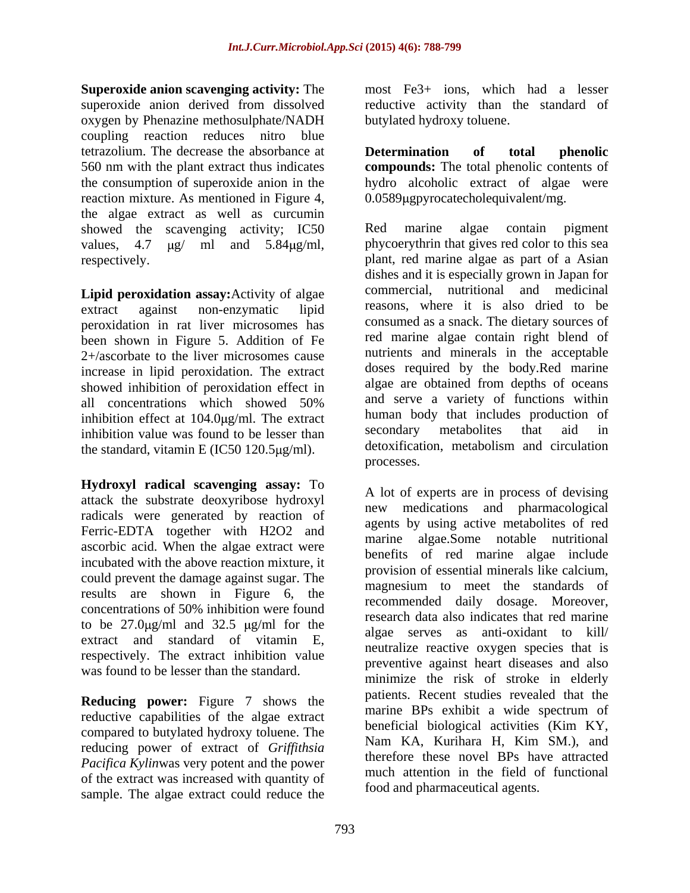**Superoxide anion scavenging activity:** The superoxide anion derived from dissolved oxygen by Phenazine methosulphate/NADH coupling reaction reduces nitro blue tetrazolium. The decrease the absorbance at 560 nm with the plant extract thus indicates the consumption of superoxide anion in the reaction mixture. As mentioned in Figure 4, the algae extract as well as curcumin showed the scavenging activity; IC50 values, 4.7 μg/ ml and 5.84μg/ml, respectively.

**Lipid peroxidation assay:**Activity of algae extract against non-enzymatic lipid peroxidation in rat liver microsomes has been shown in Figure 5. Addition of Fe 2+/ascorbate to the liver microsomes cause increase in lipid peroxidation. The extract showed inhibition of peroxidation effect in all concentrations which showed 50% inhibition effect at 104.0μg/ml. The extract inhibition value was found to be lesser than the standard, vitamin E (IC50 120.5μg/ml).

**Hydroxyl radical scavenging assay:** To attack the substrate deoxyribose hydroxyl radicals were generated by reaction of Ferric-EDTA together with $H_2O_2$ and ascorbic acid. When the algae extract were incubated with the above reaction mixture, it could prevent the damage against sugar. The results are shown in Figure 6, the concentrations of 50% inhibition were found to be 27.0μg/ml and 32.5 μg/ml for the extract and standard of vitamin E, respectively. The extract inhibition value was found to be lesser than the standard.

**Reducing power:** Figure 7 shows the reductive capabilities of the algae extract compared to butylated hydroxy toluene. The reducing power of extract of *Griffithsia Pacifica Kylin*was very potent and the power of the extract was increased with quantity of sample. The algae extract could reduce the most $Fe^{3+}$ ions, which had a lesser reductive activity than the standard of butylated hydroxy toluene.

**Determination of total phenolic compounds:** The total phenolic contents of hydro alcoholic extract of algae were 0.0589μgpyrocatecholequivalent/mg.

Red marine algae contain pigment phycoerythrin that gives red color to this sea plant, red marine algae as part of a Asian dishes and it is especially grown in Japan for commercial, nutritional and medicinal reasons, where it is also dried to be consumed as a snack. The dietary sources of red marine algae contain right blend of nutrients and minerals in the acceptable doses required by the body.Red marine algae are obtained from depths of oceans and serve a variety of functions within human body that includes production of secondary metabolites that aid in detoxification, metabolism and circulation processes.

A lot of experts are in process of devising new medications and pharmacological agents by using active metabolites of red marine algae.Some notable nutritional benefits of red marine algae include provision of essential minerals like calcium, magnesium to meet the standards of recommended daily dosage. Moreover, research data also indicates that red marine algae serves as anti-oxidant to kill/ neutralize reactive oxygen species that is preventive against heart diseases and also minimize the risk of stroke in elderly patients. Recent studies revealed that the marine BPs exhibit a wide spectrum of beneficial biological activities (Kim KY, Nam KA, Kurihara H, Kim SM.), and therefore these novel BPs have attracted much attention in the field of functional food and pharmaceutical agents.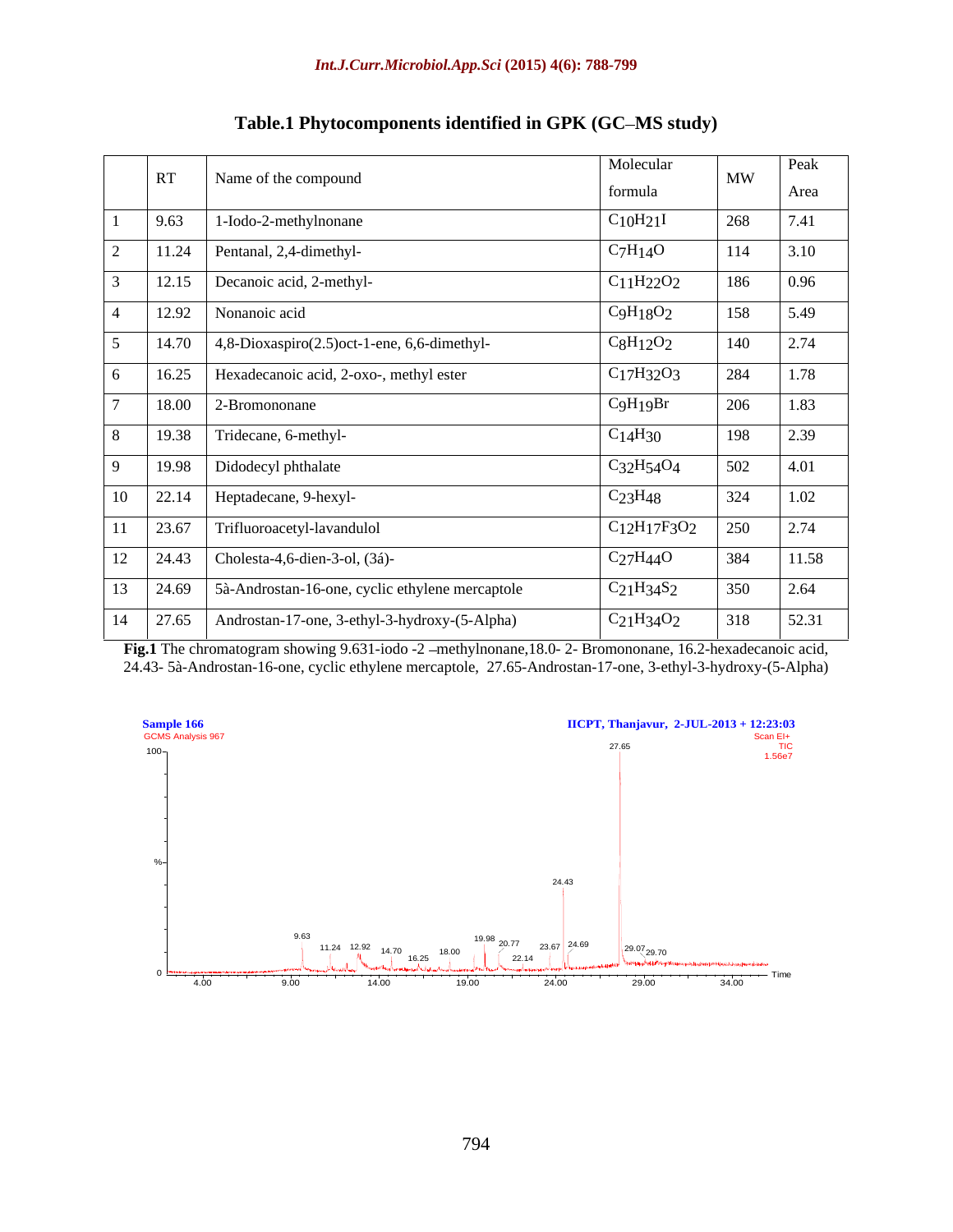**Table.1** Phytocomponents identified in GPK (GC–MS study)

| | RT | Name of the compound | Molecular formula | MW | Peak Area |
|---|---|---|---|---|---|
| 1 | 9.63 | 1-Iodo-2-methylnonane | $C_{10}H_{21}I$ | 268 | 7.41 |
| 2 | 11.24 | Pentanal, 2,4-dimethyl- | $C_7H_{14}O$ | 114 | 3.10 |
| 3 | 12.15 | Decanoic acid, 2-methyl- | $C_{11}H_{22}O_2$ | 186 | 0.96 |
| 4 | 12.92 | Nonanoic acid | $C_9H_{18}O_2$ | 158 | 5.49 |
| 5 | 14.70 | 4,8-Dioxaspiro(2.5)oct-1-ene, 6,6-dimethyl- | $C_8H_{12}O_2$ | 140 | 2.74 |
| 6 | 16.25 | Hexadecanoic acid, 2-oxo-, methyl ester | $C_{17}H_{32}O_3$ | 284 | 1.78 |
| 7 | 18.00 | 2-Bromononane | $C_9H_{19}Br$ | 206 | 1.83 |
| 8 | 19.38 | Tridecane, 6-methyl- | $C_{14}H_{30}$ | 198 | 2.39 |
| 9 | 19.98 | Didodecyl phthalate | $C_{32}H_{54}O_4$ | 502 | 4.01 |
| 10 | 22.14 | Heptadecane, 9-hexyl- | $C_{23}H_{48}$ | 324 | 1.02 |
| 11 | 23.67 | Trifluoroacetyl-lavandulol | $C_{12}H_{17}F_3O_2$ | 250 | 2.74 |
| 12 | 24.43 | Cholesta-4,6-dien-3-ol, (3á)- | $C_{27}H_{44}O$ | 384 | 11.58 |
| 13 | 24.69 | 5à-Androstan-16-one, cyclic ethylene mercaptole | $C_{21}H_{34}S_2$ | 350 | 2.64 |
| 14 | 27.65 | Androstan-17-one, 3-ethyl-3-hydroxy-(5-Alpha) | $C_{21}H_{34}O_2$ | 318 | 52.31 |

**Fig.1** The chromatogram showing 9.631-iodo -2 –methylnonane,18.0- 2- Bromononane, 16.2-hexadecanoic acid, 24.43- 5à-Androstan-16-one, cyclic ethylene mercaptole, 27.65-Androstan-17-one, 3-ethyl-3-hydroxy-(5-Alpha)

Sample 166
GCMS Analysis 967
IICPT, Thanjavur, 2-JUL-2013 + 12:23:03
Scan EI+
TIC
1.56e7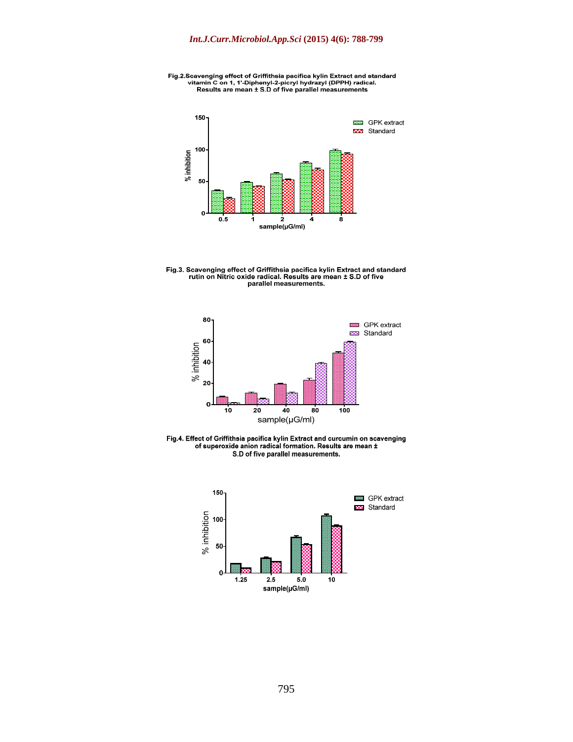Fig.2.Scavenging effect of Griffithsia pacifica kylin Extract and standard vitamin C on 1, 1'-Diphenyl-2-picryl hydrazyl (DPPH) radical. Results are mean ± S.D of five parallel measurements

Fig.3. Scavenging effect of Griffithsia pacifica kylin Extract and standard rutin on Nitric oxide radical. Results are mean ± S.D of five parallel measurements.

Fig.4. Effect of Griffithsia pacifica kylin Extract and curcumin on scavenging of superoxide anion radical formation. Results are mean ± S.D of five parallel measurements.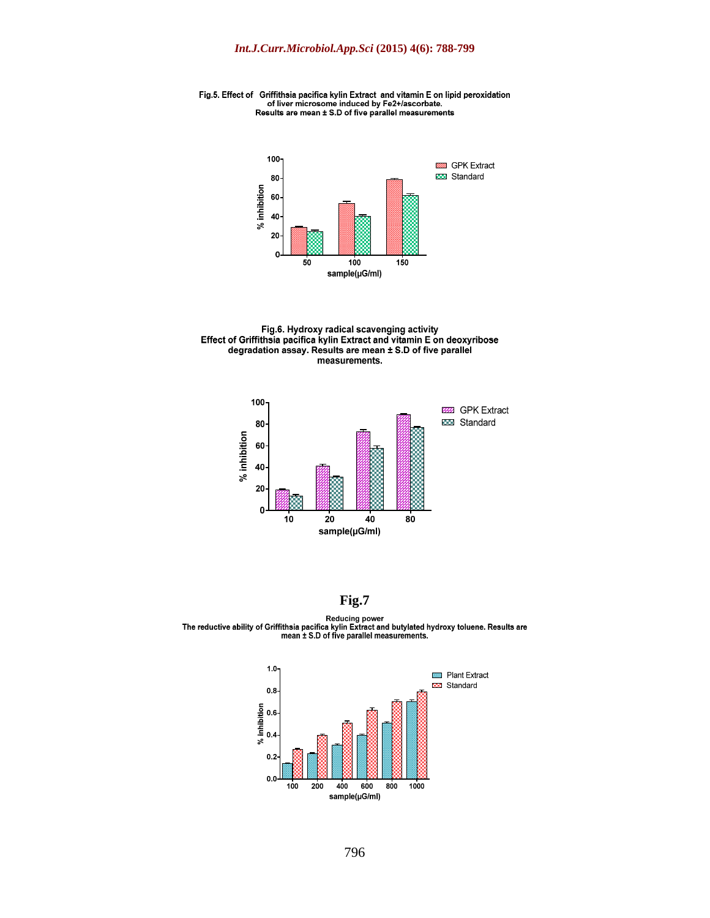**Fig.5.** Effect of Griffithsia pacifica kylin Extract and vitamin E on lipid peroxidation of liver microsome induced by $Fe^{2+}$/ascorbate. Results are mean ± S.D of five parallel measurements

**Fig.6.** Hydroxy radical scavenging activity Effect of Griffithsia pacifica kylin Extract and vitamin E on deoxyribose degradation assay. Results are mean ± S.D of five parallel measurements.

**Fig.7**

Reducing power
The reductive ability of Griffithsia pacifica kylin Extract and butylated hydroxy toluene. Results are mean ± S.D of five parallel measurements.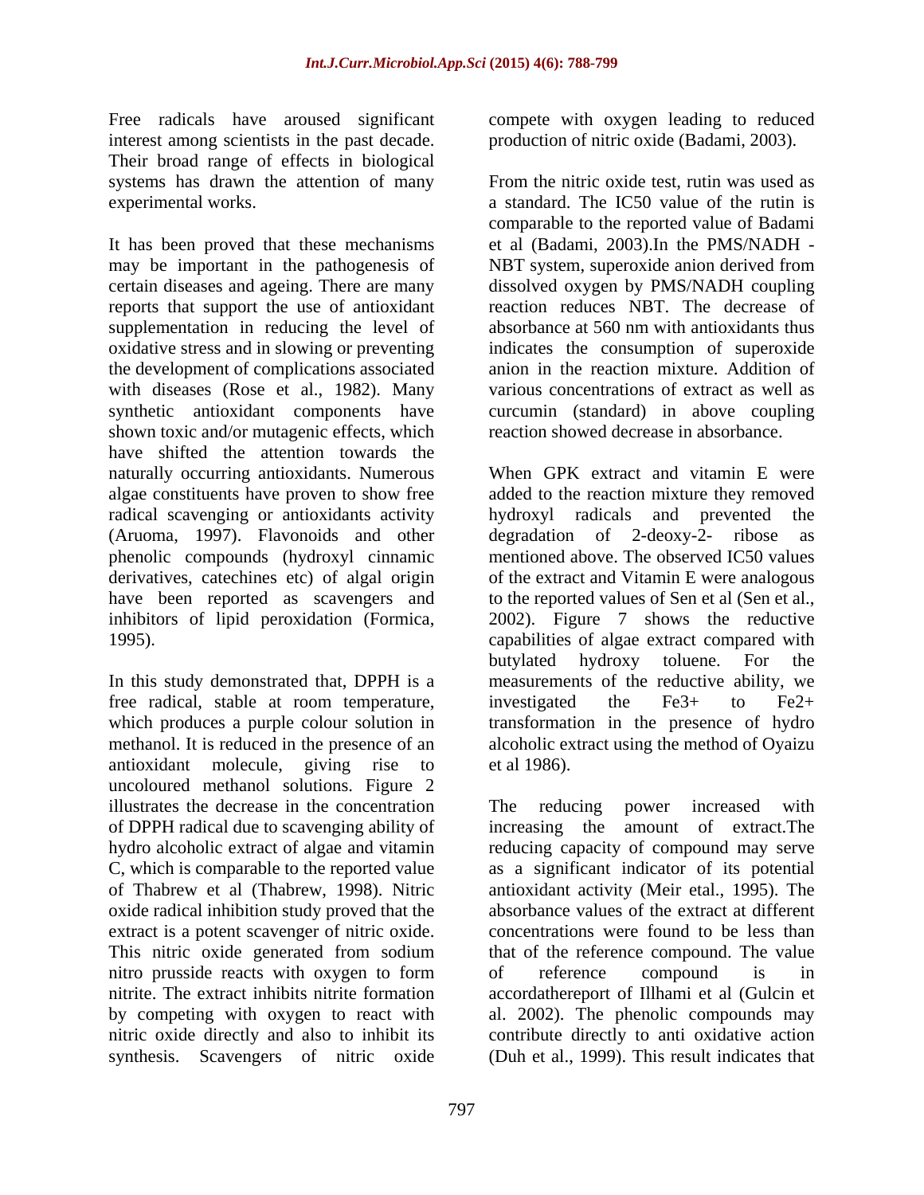Free radicals have aroused significant interest among scientists in the past decade. Their broad range of effects in biological systems has drawn the attention of many experimental works.

It has been proved that these mechanisms may be important in the pathogenesis of certain diseases and ageing. There are many reports that support the use of antioxidant supplementation in reducing the level of oxidative stress and in slowing or preventing the development of complications associated with diseases (Rose et al., 1982). Many synthetic antioxidant components have shown toxic and/or mutagenic effects, which have shifted the attention towards the naturally occurring antioxidants. Numerous algae constituents have proven to show free radical scavenging or antioxidants activity (Aruoma, 1997). Flavonoids and other phenolic compounds (hydroxyl cinnamic derivatives, catechines etc) of algal origin have been reported as scavengers and inhibitors of lipid peroxidation (Formica, 1995).

In this study demonstrated that, DPPH is a free radical, stable at room temperature, which produces a purple colour solution in methanol. It is reduced in the presence of an antioxidant molecule, giving rise to uncoloured methanol solutions. Figure 2 illustrates the decrease in the concentration of DPPH radical due to scavenging ability of hydro alcoholic extract of algae and vitamin C, which is comparable to the reported value of Thabrew et al (Thabrew, 1998). Nitric oxide radical inhibition study proved that the extract is a potent scavenger of nitric oxide. This nitric oxide generated from sodium nitro prusside reacts with oxygen to form nitrite. The extract inhibits nitrite formation by competing with oxygen to react with nitric oxide directly and also to inhibit its synthesis. Scavengers of nitric oxide compete with oxygen leading to reduced production of nitric oxide (Badami, 2003).

From the nitric oxide test, rutin was used as a standard. The IC50 value of the rutin is comparable to the reported value of Badami et al (Badami, 2003).In the PMS/NADH - NBT system, superoxide anion derived from dissolved oxygen by PMS/NADH coupling reaction reduces NBT. The decrease of absorbance at 560 nm with antioxidants thus indicates the consumption of superoxide anion in the reaction mixture. Addition of various concentrations of extract as well as curcumin (standard) in above coupling reaction showed decrease in absorbance.

When GPK extract and vitamin E were added to the reaction mixture they removed hydroxyl radicals and prevented the degradation of 2-deoxy-2- ribose as mentioned above. The observed IC50 values of the extract and Vitamin E were analogous to the reported values of Sen et al (Sen et al., 2002). Figure 7 shows the reductive capabilities of algae extract compared with butylated hydroxy toluene. For the measurements of the reductive ability, we investigated the $Fe^{3+}$ to $Fe^{2+}$ transformation in the presence of hydro alcoholic extract using the method of Oyaizu et al 1986).

The reducing power increased with increasing the amount of extract.The reducing capacity of compound may serve as a significant indicator of its potential antioxidant activity (Meir etal., 1995). The absorbance values of the extract at different concentrations were found to be less than that of the reference compound. The value of reference compound is in accordathereport of Illhami et al (Gulcin et al. 2002). The phenolic compounds may contribute directly to anti oxidative action (Duh et al., 1999). This result indicates that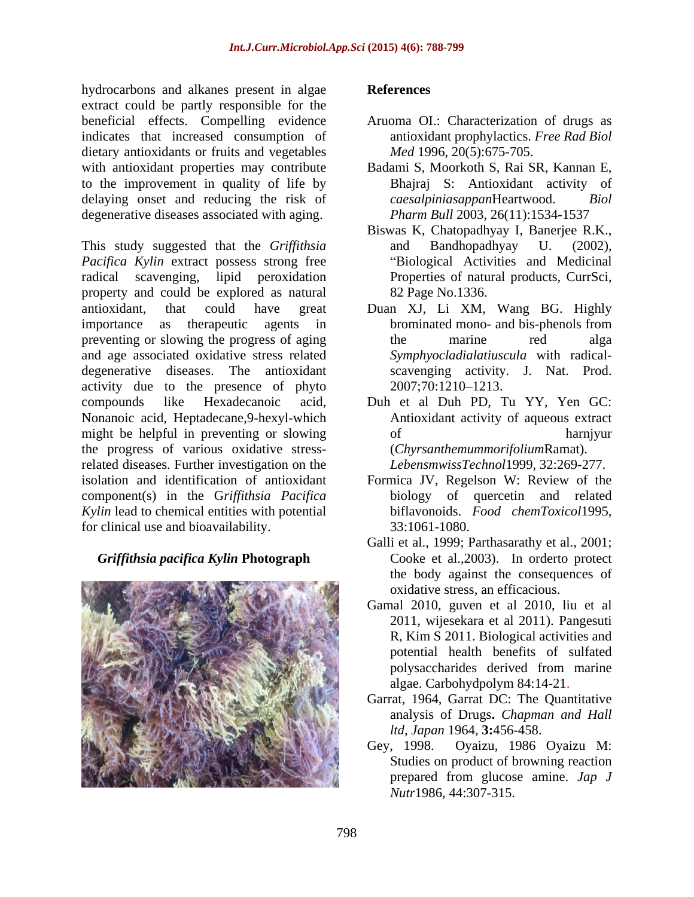hydrocarbons and alkanes present in algae extract could be partly responsible for the beneficial effects. Compelling evidence indicates that increased consumption of dietary antioxidants or fruits and vegetables with antioxidant properties may contribute to the improvement in quality of life by delaying onset and reducing the risk of degenerative diseases associated with aging.

This study suggested that the *Griffithsia Pacifica Kylin* extract possess strong free radical scavenging, lipid peroxidation property and could be explored as natural antioxidant, that could have great importance as therapeutic agents in preventing or slowing the progress of aging and age associated oxidative stress related degenerative diseases. The antioxidant activity due to the presence of phyto compounds like Hexadecanoic acid, Nonanoic acid, Heptadecane,9-hexyl-which might be helpful in preventing or slowing the progress of various oxidative stress-related diseases. Further investigation on the isolation and identification of antioxidant component(s) in the G*riffithsia Pacifica Kylin* lead to chemical entities with potential for clinical use and bioavailability.

***Griffithsia pacifica Kylin* Photograph**

## References

Aruoma OI.: Characterization of drugs as antioxidant prophylactics. *Free Rad Biol Med* 1996, 20(5):675-705.

Badami S, Moorkoth S, Rai SR, Kannan E, Bhajraj S: Antioxidant activity of *caesalpiniasappan*Heartwood. *Biol Pharm Bull* 2003, 26(11):1534-1537

Biswas K, Chatopadhyay I, Banerjee R.K., and Bandhopadhyay U. (2002), "Biological Activities and Medicinal Properties of natural products, CurrSci, 82 Page No.1336.

Duan XJ, Li XM, Wang BG. Highly brominated mono- and bis-phenols from the marine red alga *Symphyocladialatiuscula* with radical-scavenging activity. J. Nat. Prod. 2007;70:1210–1213.

Duh et al Duh PD, Tu YY, Yen GC: Antioxidant activity of aqueous extract of harnjyur (*Chyrsanthemummorifolium*Ramat). *LebensmwissTechnol*1999, 32:269-277.

Formica JV, Regelson W: Review of the biology of quercetin and related biflavonoids. *Food chemToxicol*1995, 33:1061-1080.

Galli et al., 1999; Parthasarathy et al., 2001; Cooke et al.,2003). In orderto protect the body against the consequences of oxidative stress, an efficacious.

Gamal 2010, guven et al 2010, liu et al 2011, wijesekara et al 2011). Pangesuti R, Kim S 2011. Biological activities and potential health benefits of sulfated polysaccharides derived from marine algae. Carbohydpolym 84:14-21.

Garrat, 1964, Garrat DC: The Quantitative analysis of Drugs**.** *Chapman and Hall ltd, Japan* 1964, **3:**456-458.

Gey, 1998. Oyaizu, 1986 Oyaizu M: Studies on product of browning reaction prepared from glucose amine. *Jap J Nutr*1986, 44:307-315.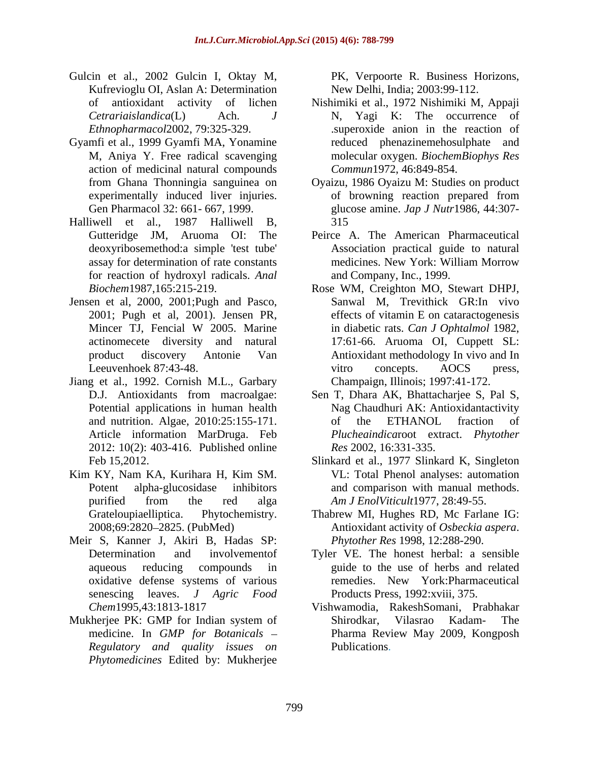Gulcin et al., 2002 Gulcin I, Oktay M, Kufrevioglu OI, Aslan A: Determination of antioxidant activity of lichen *Cetrariaislandica*(L) Ach. *J Ethnopharmacol*2002, 79:325-329.

Gyamfi et al., 1999 Gyamfi MA, Yonamine M, Aniya Y. Free radical scavenging action of medicinal natural compounds from Ghana Thonningia sanguinea on experimentally induced liver injuries. Gen Pharmacol 32: 661- 667, 1999.

Halliwell et al., 1987 Halliwell B, Gutteridge JM, Aruoma OI: The deoxyribosemethod:a simple 'test tube' assay for determination of rate constants for reaction of hydroxyl radicals. *Anal Biochem*1987,165:215-219.

Jensen et al, 2000, 2001;Pugh and Pasco, 2001; Pugh et al, 2001). Jensen PR, Mincer TJ, Fencial W 2005. Marine actinomecete diversity and natural product discovery Antonie Van Leeuvenhoek 87:43-48.

Jiang et al., 1992. Cornish M.L., Garbary D.J. Antioxidants from macroalgae: Potential applications in human health and nutrition. Algae, 2010:25:155-171. Article information MarDruga. Feb 2012: 10(2): 403-416. Published online Feb 15,2012.

Kim KY, Nam KA, Kurihara H, Kim SM. Potent alpha-glucosidase inhibitors purified from the red alga Grateloupiaelliptica. Phytochemistry. 2008;69:2820–2825. (PubMed)

Meir S, Kanner J, Akiri B, Hadas SP: Determination and involvementof aqueous reducing compounds in oxidative defense systems of various senescing leaves. *J Agric Food Chem*1995,43:1813-1817

Mukherjee PK: GMP for Indian system of medicine. In *GMP for Botanicals – Regulatory and quality issues on Phytomedicines* Edited by: Mukherjee PK, Verpoorte R. Business Horizons, New Delhi, India; 2003:99-112.

Nishimiki et al., 1972 Nishimiki M, Appaji N, Yagi K: The occurrence of .superoxide anion in the reaction of reduced phenazinemehosulphate and molecular oxygen. *BiochemBiophys Res Commun*1972, 46:849-854.

Oyaizu, 1986 Oyaizu M: Studies on product of browning reaction prepared from glucose amine. *Jap J Nutr*1986, 44:307-315

Peirce A. The American Pharmaceutical Association practical guide to natural medicines. New York: William Morrow and Company, Inc., 1999.

Rose WM, Creighton MO, Stewart DHPJ, Sanwal M, Trevithick GR:In vivo effects of vitamin E on cataractogenesis in diabetic rats. *Can J Ophtalmol* 1982, 17:61-66. Aruoma OI, Cuppett SL: Antioxidant methodology In vivo and In vitro concepts. AOCS press, Champaign, Illinois; 1997:41-172.

Sen T, Dhara AK, Bhattacharjee S, Pal S, Nag Chaudhuri AK: Antioxidantactivity of the ETHANOL fraction of *Plucheaindica*root extract. *Phytother Res* 2002, 16:331-335.

Slinkard et al., 1977 Slinkard K, Singleton VL: Total Phenol analyses: automation and comparison with manual methods. *Am J EnolViticult*1977, 28:49-55.

Thabrew MI, Hughes RD, Mc Farlane IG: Antioxidant activity of *Osbeckia aspera*. *Phytother Res* 1998, 12:288-290.

Tyler VE. The honest herbal: a sensible guide to the use of herbs and related remedies. New York:Pharmaceutical Products Press, 1992:xviii, 375.

Vishwamodia, RakeshSomani, Prabhakar Shirodkar, Vilasrao Kadam- The Pharma Review May 2009, Kongposh Publications.